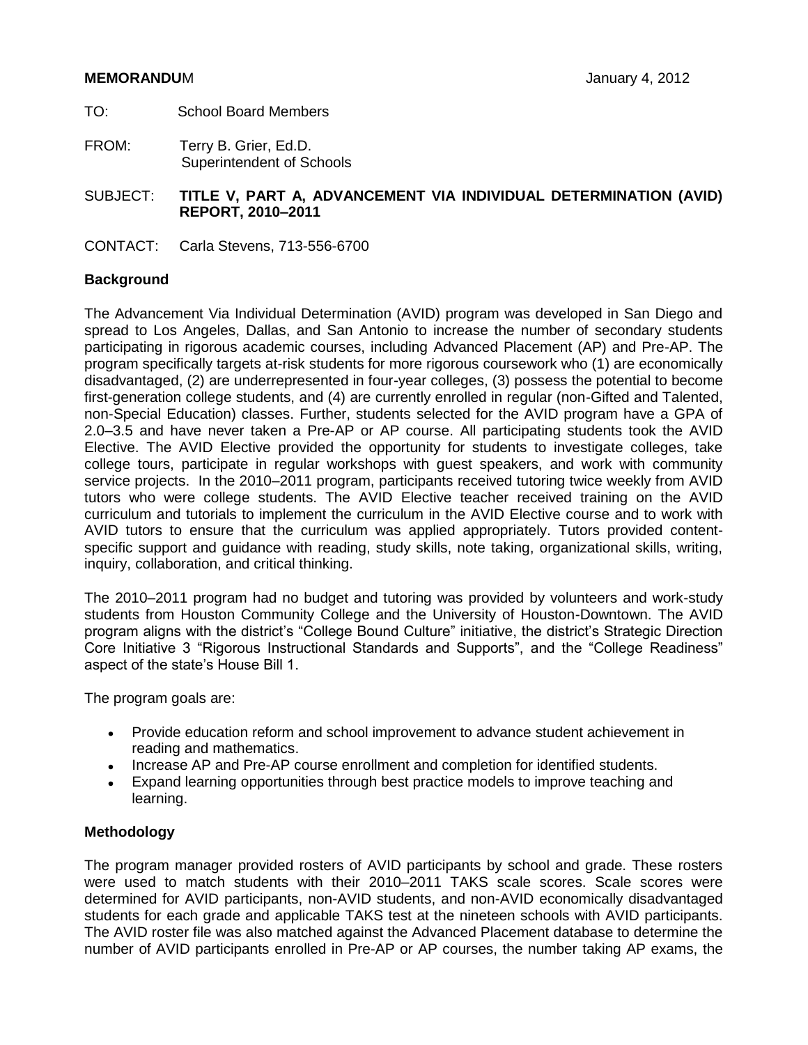**MEMORANDU**M January 4, 2012

TO: School Board Members

FROM: Terry B. Grier, Ed.D.
Superintendent of Schools

SUBJECT: **TITLE V, PART A, ADVANCEMENT VIA INDIVIDUAL DETERMINATION (AVID) REPORT, 2010–2011**

CONTACT: Carla Stevens, 713-556-6700

**Background**

The Advancement Via Individual Determination (AVID) program was developed in San Diego and spread to Los Angeles, Dallas, and San Antonio to increase the number of secondary students participating in rigorous academic courses, including Advanced Placement (AP) and Pre-AP. The program specifically targets at-risk students for more rigorous coursework who (1) are economically disadvantaged, (2) are underrepresented in four-year colleges, (3) possess the potential to become first-generation college students, and (4) are currently enrolled in regular (non-Gifted and Talented, non-Special Education) classes. Further, students selected for the AVID program have a GPA of 2.0–3.5 and have never taken a Pre-AP or AP course. All participating students took the AVID Elective. The AVID Elective provided the opportunity for students to investigate colleges, take college tours, participate in regular workshops with guest speakers, and work with community service projects. In the 2010–2011 program, participants received tutoring twice weekly from AVID tutors who were college students. The AVID Elective teacher received training on the AVID curriculum and tutorials to implement the curriculum in the AVID Elective course and to work with AVID tutors to ensure that the curriculum was applied appropriately. Tutors provided content-specific support and guidance with reading, study skills, note taking, organizational skills, writing, inquiry, collaboration, and critical thinking.

The 2010–2011 program had no budget and tutoring was provided by volunteers and work-study students from Houston Community College and the University of Houston-Downtown. The AVID program aligns with the district's "College Bound Culture" initiative, the district's Strategic Direction Core Initiative 3 "Rigorous Instructional Standards and Supports", and the "College Readiness" aspect of the state's House Bill 1.

The program goals are:

- Provide education reform and school improvement to advance student achievement in reading and mathematics.
- Increase AP and Pre-AP course enrollment and completion for identified students.
- Expand learning opportunities through best practice models to improve teaching and learning.

**Methodology**

The program manager provided rosters of AVID participants by school and grade. These rosters were used to match students with their 2010–2011 TAKS scale scores. Scale scores were determined for AVID participants, non-AVID students, and non-AVID economically disadvantaged students for each grade and applicable TAKS test at the nineteen schools with AVID participants. The AVID roster file was also matched against the Advanced Placement database to determine the number of AVID participants enrolled in Pre-AP or AP courses, the number taking AP exams, the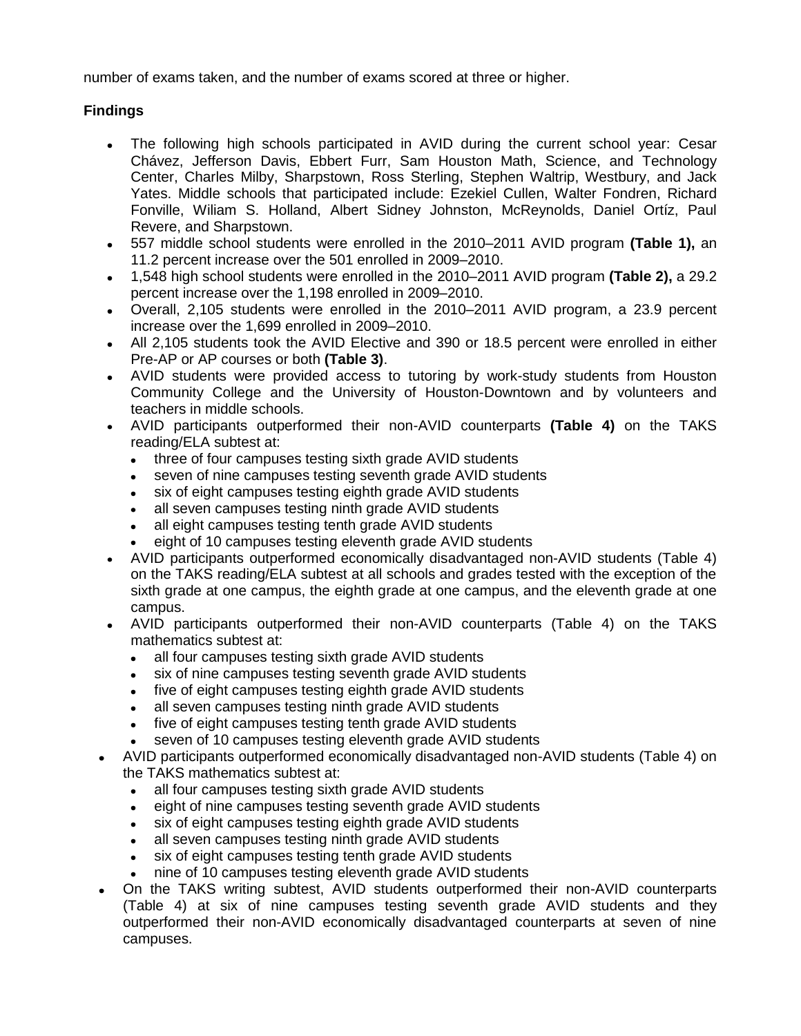number of exams taken, and the number of exams scored at three or higher.

### Findings

- The following high schools participated in AVID during the current school year: Cesar Chávez, Jefferson Davis, Ebbert Furr, Sam Houston Math, Science, and Technology Center, Charles Milby, Sharpstown, Ross Sterling, Stephen Waltrip, Westbury, and Jack Yates. Middle schools that participated include: Ezekiel Cullen, Walter Fondren, Richard Fonville, Wiliam S. Holland, Albert Sidney Johnston, McReynolds, Daniel Ortíz, Paul Revere, and Sharpstown.
- 557 middle school students were enrolled in the 2010–2011 AVID program **(Table 1),** an 11.2 percent increase over the 501 enrolled in 2009–2010.
- 1,548 high school students were enrolled in the 2010–2011 AVID program **(Table 2),** a 29.2 percent increase over the 1,198 enrolled in 2009–2010.
- Overall, 2,105 students were enrolled in the 2010–2011 AVID program, a 23.9 percent increase over the 1,699 enrolled in 2009–2010.
- All 2,105 students took the AVID Elective and 390 or 18.5 percent were enrolled in either Pre-AP or AP courses or both **(Table 3)**.
- AVID students were provided access to tutoring by work-study students from Houston Community College and the University of Houston-Downtown and by volunteers and teachers in middle schools.
- AVID participants outperformed their non-AVID counterparts **(Table 4)** on the TAKS reading/ELA subtest at:
  - three of four campuses testing sixth grade AVID students
  - seven of nine campuses testing seventh grade AVID students
  - six of eight campuses testing eighth grade AVID students
  - all seven campuses testing ninth grade AVID students
  - all eight campuses testing tenth grade AVID students
  - eight of 10 campuses testing eleventh grade AVID students
- AVID participants outperformed economically disadvantaged non-AVID students (Table 4) on the TAKS reading/ELA subtest at all schools and grades tested with the exception of the sixth grade at one campus, the eighth grade at one campus, and the eleventh grade at one campus.
- AVID participants outperformed their non-AVID counterparts (Table 4) on the TAKS mathematics subtest at:
  - all four campuses testing sixth grade AVID students
  - six of nine campuses testing seventh grade AVID students
  - five of eight campuses testing eighth grade AVID students
  - all seven campuses testing ninth grade AVID students
  - five of eight campuses testing tenth grade AVID students
  - seven of 10 campuses testing eleventh grade AVID students
- AVID participants outperformed economically disadvantaged non-AVID students (Table 4) on the TAKS mathematics subtest at:
  - all four campuses testing sixth grade AVID students
  - eight of nine campuses testing seventh grade AVID students
  - six of eight campuses testing eighth grade AVID students
  - all seven campuses testing ninth grade AVID students
  - six of eight campuses testing tenth grade AVID students
  - nine of 10 campuses testing eleventh grade AVID students
- On the TAKS writing subtest, AVID students outperformed their non-AVID counterparts (Table 4) at six of nine campuses testing seventh grade AVID students and they outperformed their non-AVID economically disadvantaged counterparts at seven of nine campuses.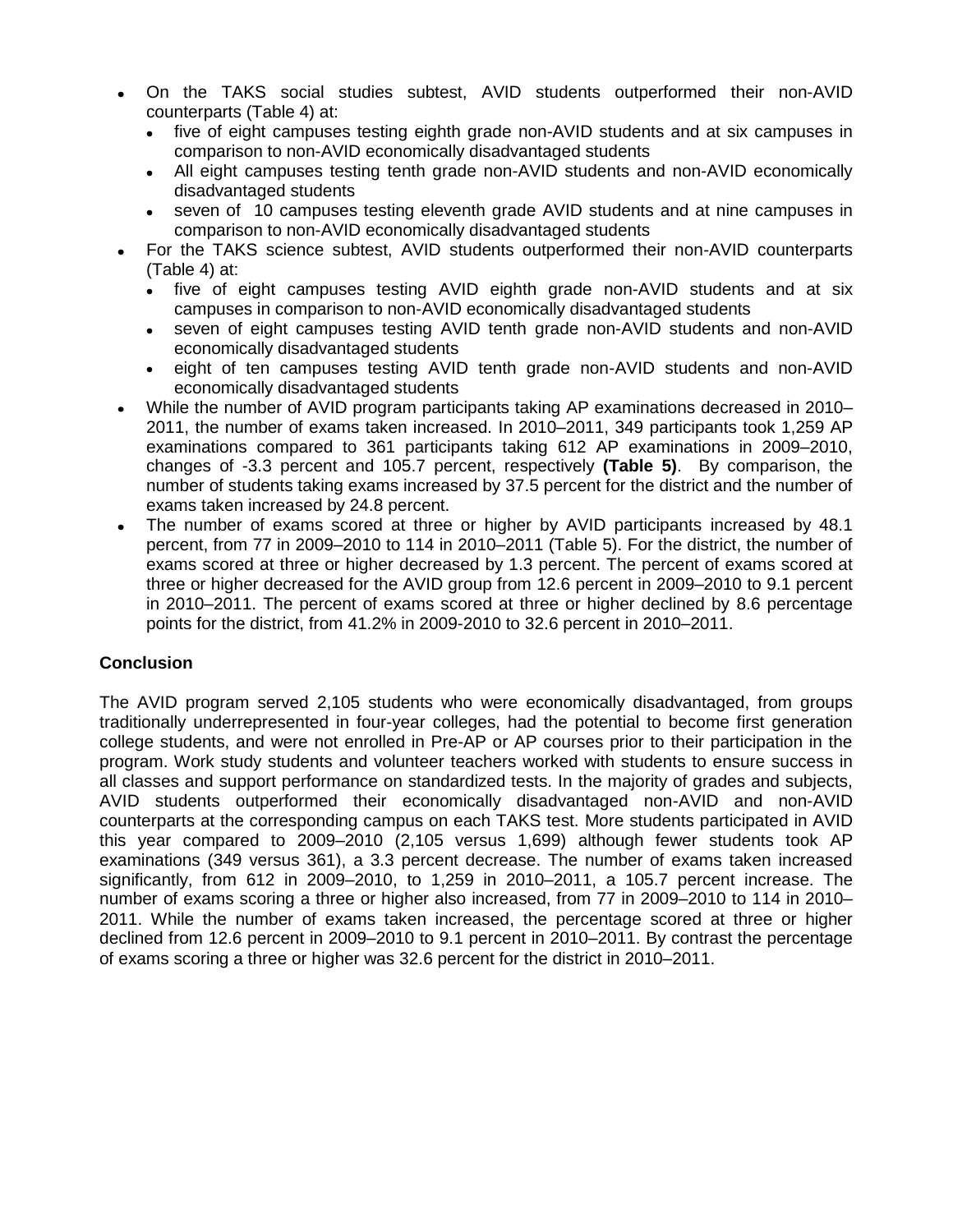- On the TAKS social studies subtest, AVID students outperformed their non-AVID counterparts (Table 4) at:
  - five of eight campuses testing eighth grade non-AVID students and at six campuses in comparison to non-AVID economically disadvantaged students
  - All eight campuses testing tenth grade non-AVID students and non-AVID economically disadvantaged students
  - seven of 10 campuses testing eleventh grade AVID students and at nine campuses in comparison to non-AVID economically disadvantaged students
- For the TAKS science subtest, AVID students outperformed their non-AVID counterparts (Table 4) at:
  - five of eight campuses testing AVID eighth grade non-AVID students and at six campuses in comparison to non-AVID economically disadvantaged students
  - seven of eight campuses testing AVID tenth grade non-AVID students and non-AVID economically disadvantaged students
  - eight of ten campuses testing AVID tenth grade non-AVID students and non-AVID economically disadvantaged students
- While the number of AVID program participants taking AP examinations decreased in 2010–2011, the number of exams taken increased. In 2010–2011, 349 participants took 1,259 AP examinations compared to 361 participants taking 612 AP examinations in 2009–2010, changes of -3.3 percent and 105.7 percent, respectively **(Table 5)**. By comparison, the number of students taking exams increased by 37.5 percent for the district and the number of exams taken increased by 24.8 percent.
- The number of exams scored at three or higher by AVID participants increased by 48.1 percent, from 77 in 2009–2010 to 114 in 2010–2011 (Table 5). For the district, the number of exams scored at three or higher decreased by 1.3 percent. The percent of exams scored at three or higher decreased for the AVID group from 12.6 percent in 2009–2010 to 9.1 percent in 2010–2011. The percent of exams scored at three or higher declined by 8.6 percentage points for the district, from 41.2% in 2009-2010 to 32.6 percent in 2010–2011.

**Conclusion**

The AVID program served 2,105 students who were economically disadvantaged, from groups traditionally underrepresented in four-year colleges, had the potential to become first generation college students, and were not enrolled in Pre-AP or AP courses prior to their participation in the program. Work study students and volunteer teachers worked with students to ensure success in all classes and support performance on standardized tests. In the majority of grades and subjects, AVID students outperformed their economically disadvantaged non-AVID and non-AVID counterparts at the corresponding campus on each TAKS test. More students participated in AVID this year compared to 2009–2010 (2,105 versus 1,699) although fewer students took AP examinations (349 versus 361), a 3.3 percent decrease. The number of exams taken increased significantly, from 612 in 2009–2010, to 1,259 in 2010–2011, a 105.7 percent increase. The number of exams scoring a three or higher also increased, from 77 in 2009–2010 to 114 in 2010–2011. While the number of exams taken increased, the percentage scored at three or higher declined from 12.6 percent in 2009–2010 to 9.1 percent in 2010–2011. By contrast the percentage of exams scoring a three or higher was 32.6 percent for the district in 2010–2011.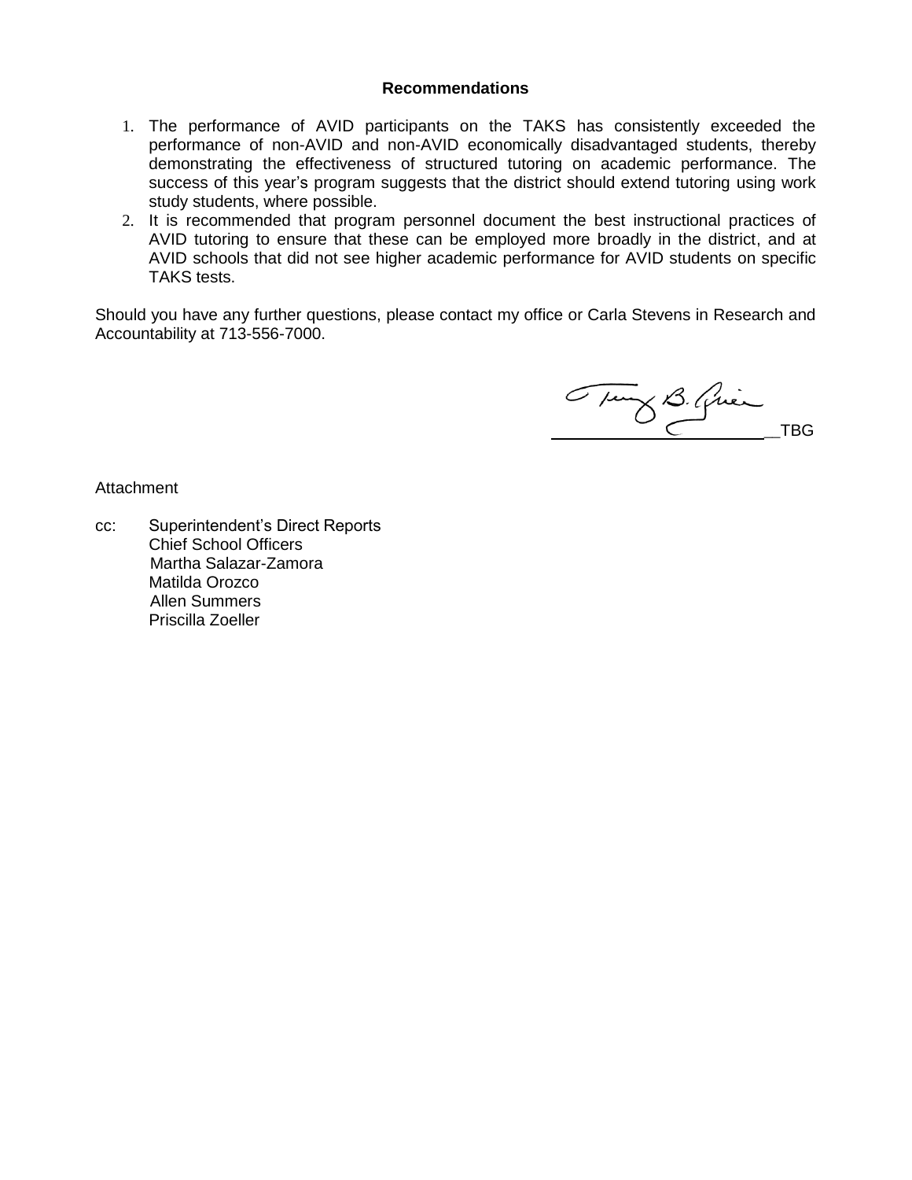**Recommendations**

1. The performance of AVID participants on the TAKS has consistently exceeded the performance of non-AVID and non-AVID economically disadvantaged students, thereby demonstrating the effectiveness of structured tutoring on academic performance. The success of this year's program suggests that the district should extend tutoring using work study students, where possible.
2. It is recommended that program personnel document the best instructional practices of AVID tutoring to ensure that these can be employed more broadly in the district, and at AVID schools that did not see higher academic performance for AVID students on specific TAKS tests.

Should you have any further questions, please contact my office or Carla Stevens in Research and Accountability at 713-556-7000.

__TBG

Attachment

cc: Superintendent's Direct Reports
Chief School Officers
Martha Salazar-Zamora
Matilda Orozco
Allen Summers
Priscilla Zoeller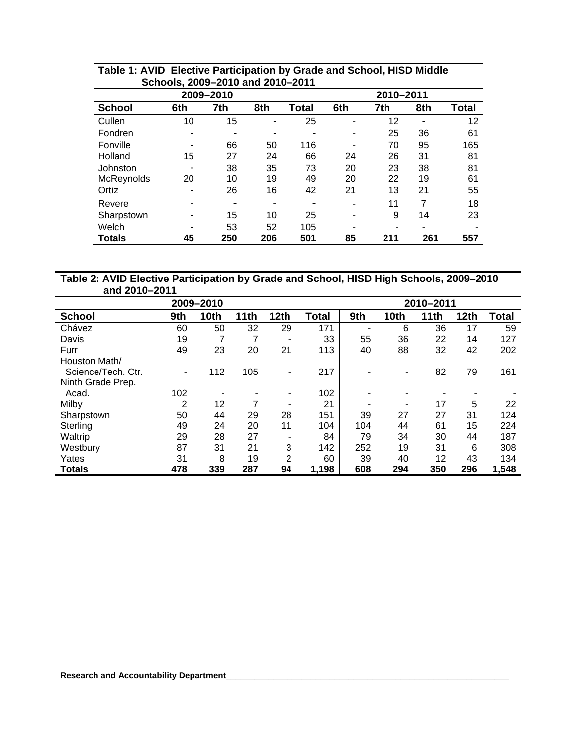**Table 1: AVID Elective Participation by Grade and School, HISD Middle Schools, 2009–2010 and 2010–2011**

| | 2009–2010 | | | | 2010–2011 | | | |
|---|---|---|---|---|---|---|---|---|
| **School** | **6th** | **7th** | **8th** | **Total** | **6th** | **7th** | **8th** | **Total** |
| Cullen | 10 | 15 | - | 25 | - | 12 | - | 12 |
| Fondren | - | - | - | - | - | 25 | 36 | 61 |
| Fonville | - | 66 | 50 | 116 | - | 70 | 95 | 165 |
| Holland | 15 | 27 | 24 | 66 | 24 | 26 | 31 | 81 |
| Johnston | - | 38 | 35 | 73 | 20 | 23 | 38 | 81 |
| McReynolds | 20 | 10 | 19 | 49 | 20 | 22 | 19 | 61 |
| Ortíz | - | 26 | 16 | 42 | 21 | 13 | 21 | 55 |
| Revere | - | - | - | - | - | 11 | 7 | 18 |
| Sharpstown | - | 15 | 10 | 25 | - | 9 | 14 | 23 |
| Welch | - | 53 | 52 | 105 | - | - | - | - |
| **Totals** | **45** | **250** | **206** | **501** | **85** | **211** | **261** | **557** |

**Table 2: AVID Elective Participation by Grade and School, HISD High Schools, 2009–2010 and 2010–2011**

| | 2009–2010 | | | | | 2010–2011 | | | | |
|---|---|---|---|---|---|---|---|---|---|---|
| **School** | **9th** | **10th** | **11th** | **12th** | **Total** | **9th** | **10th** | **11th** | **12th** | **Total** |
| Chávez | 60 | 50 | 32 | 29 | 171 | - | 6 | 36 | 17 | 59 |
| Davis | 19 | 7 | 7 | - | 33 | 55 | 36 | 22 | 14 | 127 |
| Furr | 49 | 23 | 20 | 21 | 113 | 40 | 88 | 32 | 42 | 202 |
| Houston Math/ Science/Tech. Ctr. | - | 112 | 105 | - | 217 | - | - | 82 | 79 | 161 |
| Ninth Grade Prep. Acad. | 102 | - | - | - | 102 | - | - | - | - | - |
| Milby | 2 | 12 | 7 | - | 21 | - | - | 17 | 5 | 22 |
| Sharpstown | 50 | 44 | 29 | 28 | 151 | 39 | 27 | 27 | 31 | 124 |
| Sterling | 49 | 24 | 20 | 11 | 104 | 104 | 44 | 61 | 15 | 224 |
| Waltrip | 29 | 28 | 27 | - | 84 | 79 | 34 | 30 | 44 | 187 |
| Westbury | 87 | 31 | 21 | 3 | 142 | 252 | 19 | 31 | 6 | 308 |
| Yates | 31 | 8 | 19 | 2 | 60 | 39 | 40 | 12 | 43 | 134 |
| **Totals** | **478** | **339** | **287** | **94** | **1,198** | **608** | **294** | **350** | **296** | **1,548** |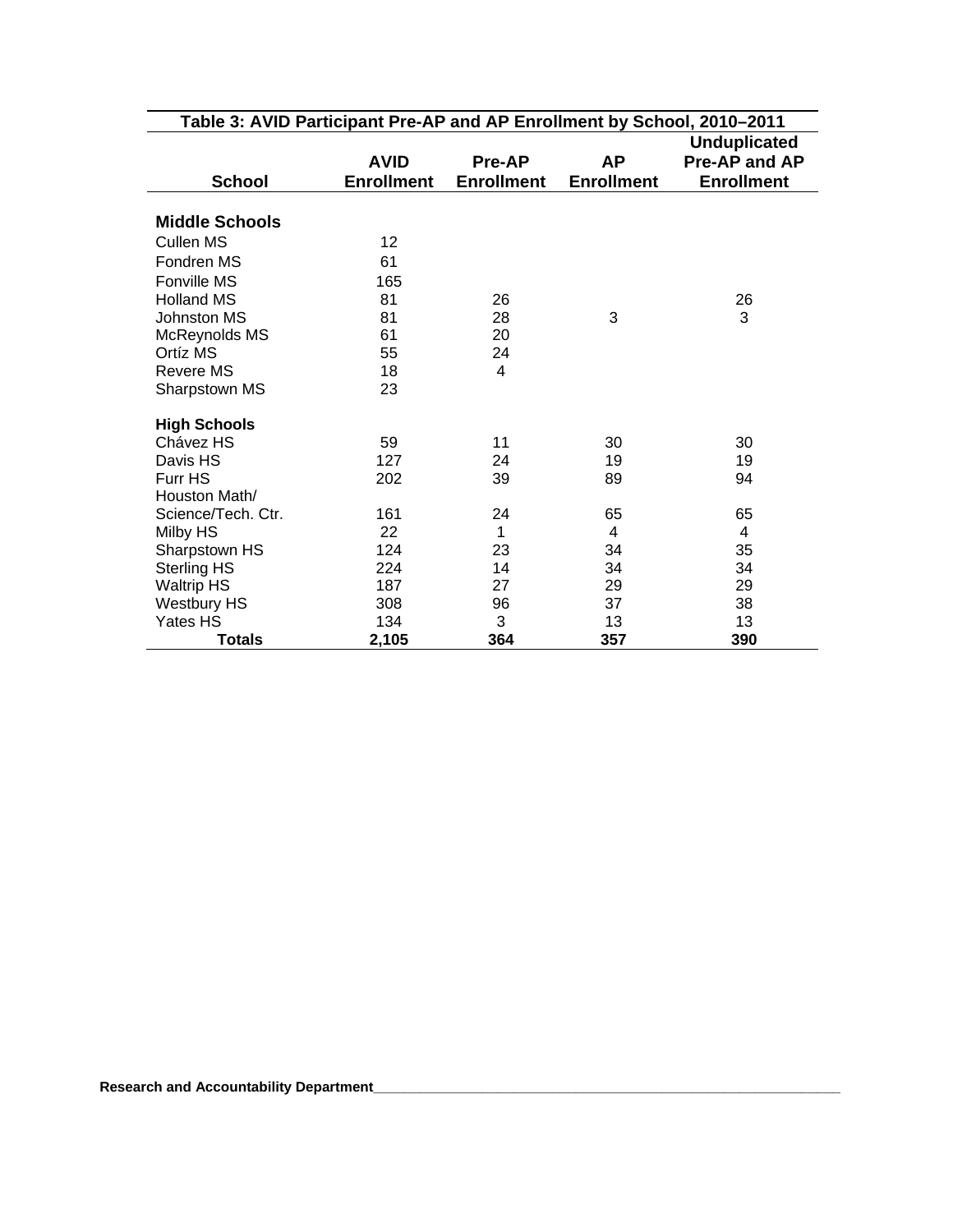**Table 3: AVID Participant Pre-AP and AP Enrollment by School, 2010–2011**

| School | AVID Enrollment | Pre-AP Enrollment | AP Enrollment | Unduplicated Pre-AP and AP Enrollment |
|---|---|---|---|---|
| **Middle Schools** | | | | |
| Cullen MS | 12 | | | |
| Fondren MS | 61 | | | |
| Fonville MS | 165 | | | |
| Holland MS | 81 | 26 | | 26 |
| Johnston MS | 81 | 28 | 3 | 3 |
| McReynolds MS | 61 | 20 | | |
| Ortíz MS | 55 | 24 | | |
| Revere MS | 18 | 4 | | |
| Sharpstown MS | 23 | | | |
| **High Schools** | | | | |
| Chávez HS | 59 | 11 | 30 | 30 |
| Davis HS | 127 | 24 | 19 | 19 |
| Furr HS | 202 | 39 | 89 | 94 |
| Houston Math/ Science/Tech. Ctr. | 161 | 24 | 65 | 65 |
| Milby HS | 22 | 1 | 4 | 4 |
| Sharpstown HS | 124 | 23 | 34 | 35 |
| Sterling HS | 224 | 14 | 34 | 34 |
| Waltrip HS | 187 | 27 | 29 | 29 |
| Westbury HS | 308 | 96 | 37 | 38 |
| Yates HS | 134 | 3 | 13 | 13 |
| **Totals** | **2,105** | **364** | **357** | **390** |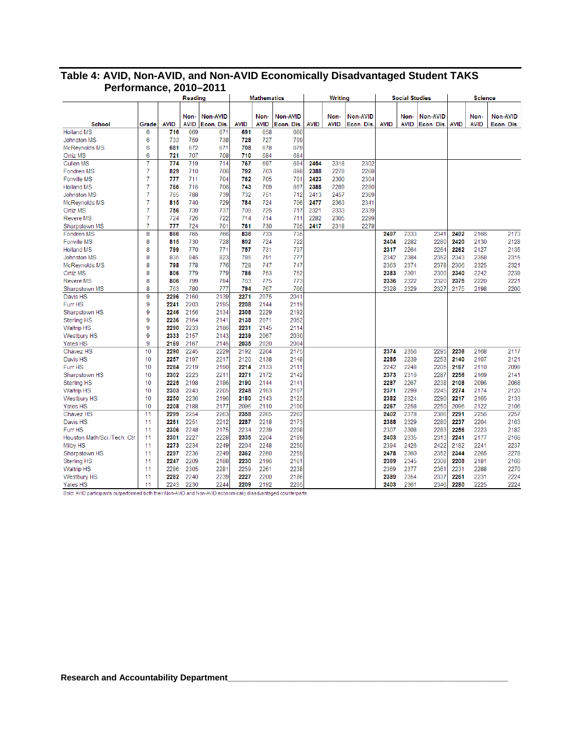## Table 4: AVID, Non-AVID, and Non-AVID Economically Disadvantaged Student TAKS Performance, 2010–2011

| School | Grade | Reading | | | Mathematics | | | Writing | | | Social Studies | | | Science | | |
|---|---|---|---|---|---|---|---|---|---|---|---|---|---|---|---|---|
| | | AVID | Non-AVID | Non-AVID Econ. Dis. | AVID | Non-AVID | Non-AVID Econ. Dis. | AVID | Non-AVID | Non-AVID Econ. Dis. | AVID | Non-AVID | Non-AVID Econ. Dis. | AVID | Non-AVID | Non-AVID Econ. Dis. |
| Holland MS | 6 | **716** | 669 | 671 | **691** | 658 | 660 | | | | | | | | | |
| Johnston MS | 6 | 733 | 759 | 738 | **728** | 727 | 709 | | | | | | | | | |
| McReynolds MS | 6 | **681** | 672 | 671 | **708** | 678 | 679 | | | | | | | | | |
| Ortiz MS | 6 | **721** | 707 | 708 | **710** | 684 | 684 | | | | | | | | | |
| Cullen MS | 7 | **774** | 719 | 714 | **767** | 697 | 694 | **2454** | 2318 | 2302 | | | | | | |
| Fondren MS | 7 | **829** | 710 | 706 | **792** | 703 | 698 | **2388** | 2278 | 2268 | | | | | | |
| Fonville MS | 7 | **777** | 711 | 704 | **762** | 705 | 701 | **2423** | 2300 | 2304 | | | | | | |
| Holland MS | 7 | **766** | 716 | 706 | **743** | 709 | 697 | **2388** | 2289 | 2280 | | | | | | |
| Johnston MS | 7 | 765 | 788 | 739 | 732 | 751 | 712 | 2413 | 2457 | 2369 | | | | | | |
| McReynolds MS | 7 | **815** | 740 | 729 | **784** | 724 | 706 | **2477** | 2363 | 2341 | | | | | | |
| Ortiz MS | 7 | **756** | 739 | 737 | 709 | 725 | 717 | 2321 | 2333 | 2339 | | | | | | |
| Revere MS | 7 | 724 | 726 | 722 | 714 | 714 | 711 | 2282 | 2305 | 2299 | | | | | | |
| Sharpstown MS | 7 | **777** | 724 | 701 | **761** | 730 | 705 | **2417** | 2318 | 2278 | | | | | | |
| Fondren MS | 8 | **866** | 765 | 766 | **836** | 733 | 735 | | | | **2497** | 2333 | 2341 | **2492** | 2166 | 2173 |
| Fonville MS | 8 | **815** | 730 | 728 | **802** | 724 | 722 | | | | **2404** | 2282 | 2280 | **2420** | 2130 | 2128 |
| Holland MS | 8 | **799** | 770 | 771 | **757** | 731 | 737 | | | | **2317** | 2264 | 2264 | **2262** | 2127 | 2135 |
| Johnston MS | 8 | 835 | 845 | 823 | 785 | 791 | 777 | | | | 2342 | 2384 | 2352 | 2343 | 2358 | 2315 |
| McReynolds MS | 8 | **798** | 778 | 776 | 728 | 747 | 747 | | | | 2363 | 2374 | 2378 | 2306 | 2325 | 2321 |
| Ortiz MS | 8 | **806** | 779 | 779 | **786** | 753 | 752 | | | | **2383** | 2301 | 2300 | **2340** | 2242 | 2239 |
| Revere MS | 8 | **806** | 799 | 794 | 763 | 775 | 773 | | | | **2336** | 2322 | 2320 | **2375** | 2220 | 2221 |
| Sharpstown MS | 8 | 763 | 780 | 777 | **794** | 767 | 766 | | | | 2328 | 2329 | 2327 | 2175 | 2198 | 2200 |
| Davis HS | 9 | **2296** | 2160 | 2139 | **2271** | 2075 | 2041 | | | | | | | | | |
| Furr HS | 9 | **2241** | 2203 | 2195 | **2208** | 2144 | 2119 | | | | | | | | | |
| Sharpstown HS | 9 | **2246** | 2156 | 2134 | **2308** | 2229 | 2192 | | | | | | | | | |
| Sterling HS | 9 | **2236** | 2164 | 2141 | **2138** | 2071 | 2052 | | | | | | | | | |
| Waltrip HS | 9 | **2290** | 2233 | 2186 | **2231** | 2145 | 2114 | | | | | | | | | |
| Westbury HS | 9 | **2333** | 2157 | 2143 | **2239** | 2067 | 2030 | | | | | | | | | |
| Yates HS | 9 | **2169** | 2167 | 2145 | **2035** | 2020 | 2004 | | | | | | | | | |
| Chavez HS | 10 | **2290** | 2245 | 2229 | 2192 | 2204 | 2175 | | | | **2374** | 2356 | 2295 | **2238** | 2168 | 2117 |
| Davis HS | 10 | **2257** | 2197 | 2217 | 2120 | 2138 | 2148 | | | | **2285** | 2239 | 2253 | **2140** | 2107 | 2121 |
| Furr HS | 10 | **2284** | 2219 | 2190 | **2214** | 2133 | 2111 | | | | 2242 | 2248 | 2205 | **2167** | 2110 | 2098 |
| Sharpstown HS | 10 | **2302** | 2223 | 2211 | **2271** | 2172 | 2142 | | | | **2373** | 2316 | 2287 | **2256** | 2169 | 2141 |
| Sterling HS | 10 | **2225** | 2198 | 2186 | **2190** | 2144 | 2141 | | | | **2287** | 2267 | 2238 | **2108** | 2096 | 2068 |
| Waltrip HS | 10 | **2303** | 2243 | 2205 | **2248** | 2163 | 2107 | | | | **2371** | 2299 | 2245 | **2274** | 2174 | 2120 |
| Westbury HS | 10 | **2250** | 2236 | 2196 | **2180** | 2143 | 2125 | | | | **2382** | 2324 | 2290 | **2217** | 2165 | 2133 |
| Yates HS | 10 | **2208** | 2188 | 2177 | 2096 | 2110 | 2100 | | | | **2267** | 2258 | 2250 | 2096 | 2122 | 2106 |
| Chavez HS | 11 | **2299** | 2254 | 2263 | **2358** | 2265 | 2262 | | | | **2402** | 2378 | 2386 | **2291** | 2256 | 2257 |
| Davis HS | 11 | **2261** | 2251 | 2212 | **2287** | 2218 | 2173 | | | | **2368** | 2329 | 2280 | **2237** | 2204 | 2163 |
| Furr HS | 11 | **2306** | 2248 | 2175 | 2234 | 2239 | 2208 | | | | 2307 | 2308 | 2283 | **2256** | 2223 | 2182 |
| Houston Math/Sci./Tech. Ctr. | 11 | **2301** | 2227 | 2228 | **2335** | 2204 | 2189 | | | | **2403** | 2335 | 2313 | **2241** | 2177 | 2166 |
| Milby HS | 11 | **2273** | 2234 | 2249 | 2204 | 2248 | 2250 | | | | 2394 | 2426 | 2422 | 2182 | 2241 | 2237 |
| Sharpstown HS | 11 | **2297** | 2236 | 2249 | **2362** | 2260 | 2259 | | | | **2478** | 2360 | 2352 | **2344** | 2265 | 2278 |
| Sterling HS | 11 | **2247** | 2209 | 2188 | **2230** | 2196 | 2161 | | | | **2369** | 2345 | 2308 | **2208** | 2181 | 2166 |
| Waltrip HS | 11 | 2286 | 2305 | 2281 | 2259 | 2261 | 2238 | | | | 2369 | 2377 | 2361 | 2231 | 2288 | 2270 |
| Westbury HS | 11 | **2282** | 2240 | 2239 | **2227** | 2200 | 2186 | | | | **2389** | 2354 | 2337 | **2261** | 2231 | 2224 |
| Yates HS | 11 | 2243 | 2230 | 2244 | **2209** | 2192 | 2205 | | | | **2403** | 2361 | 2348 | **2280** | 2225 | 2224 |

Bold: AVID participants outperformed both their Non-AVID and Non-AVID economically disadvantaged counterparts.

**Research and Accountability Department**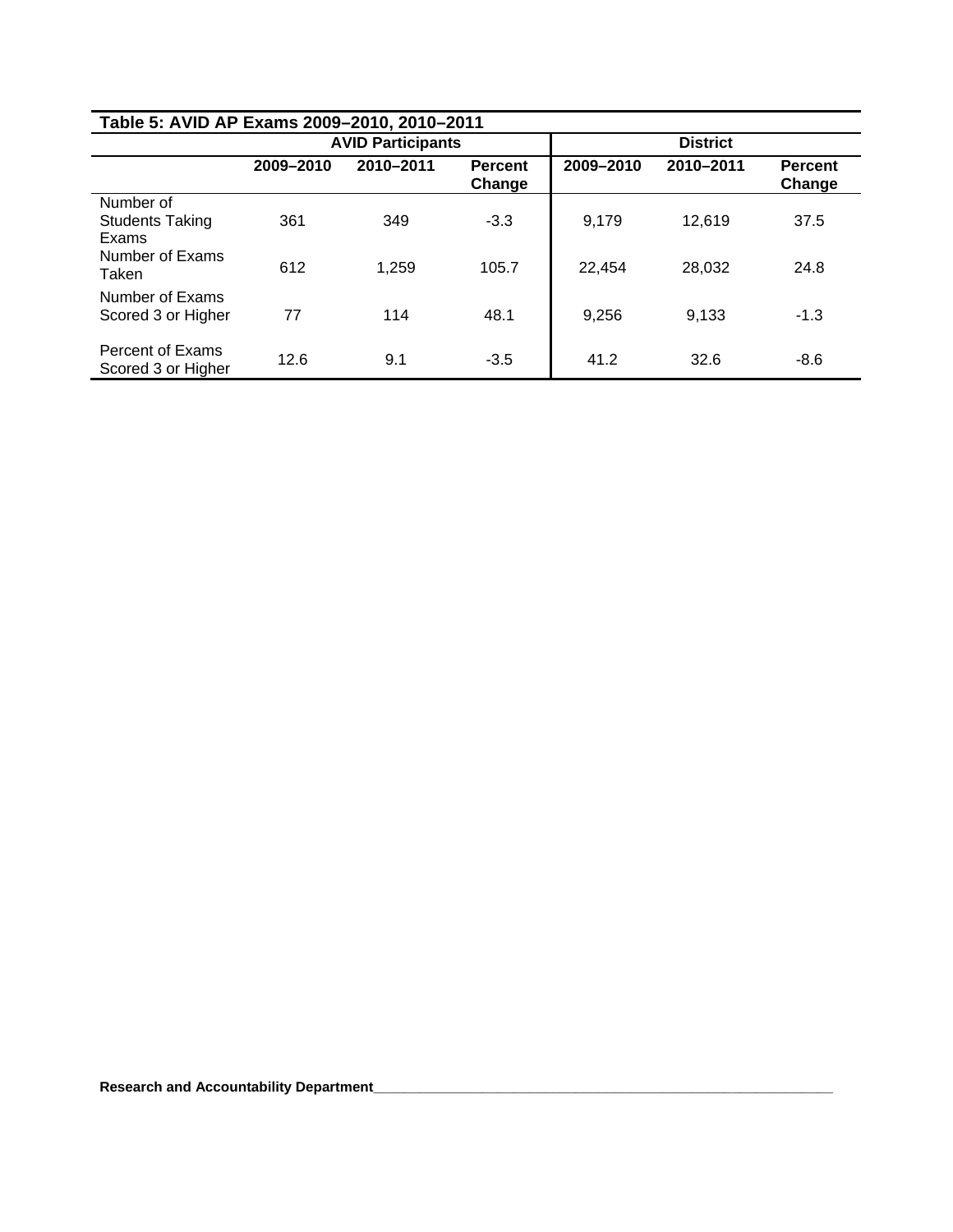**Table 5: AVID AP Exams 2009–2010, 2010–2011**

| | AVID Participants | | | District | | |
|---|---|---|---|---|---|---|
| | 2009–2010 | 2010–2011 | Percent Change | 2009–2010 | 2010–2011 | Percent Change |
| Number of Students Taking Exams | 361 | 349 | -3.3 | 9,179 | 12,619 | 37.5 |
| Number of Exams Taken | 612 | 1,259 | 105.7 | 22,454 | 28,032 | 24.8 |
| Number of Exams Scored 3 or Higher | 77 | 114 | 48.1 | 9,256 | 9,133 | -1.3 |
| Percent of Exams Scored 3 or Higher | 12.6 | 9.1 | -3.5 | 41.2 | 32.6 | -8.6 |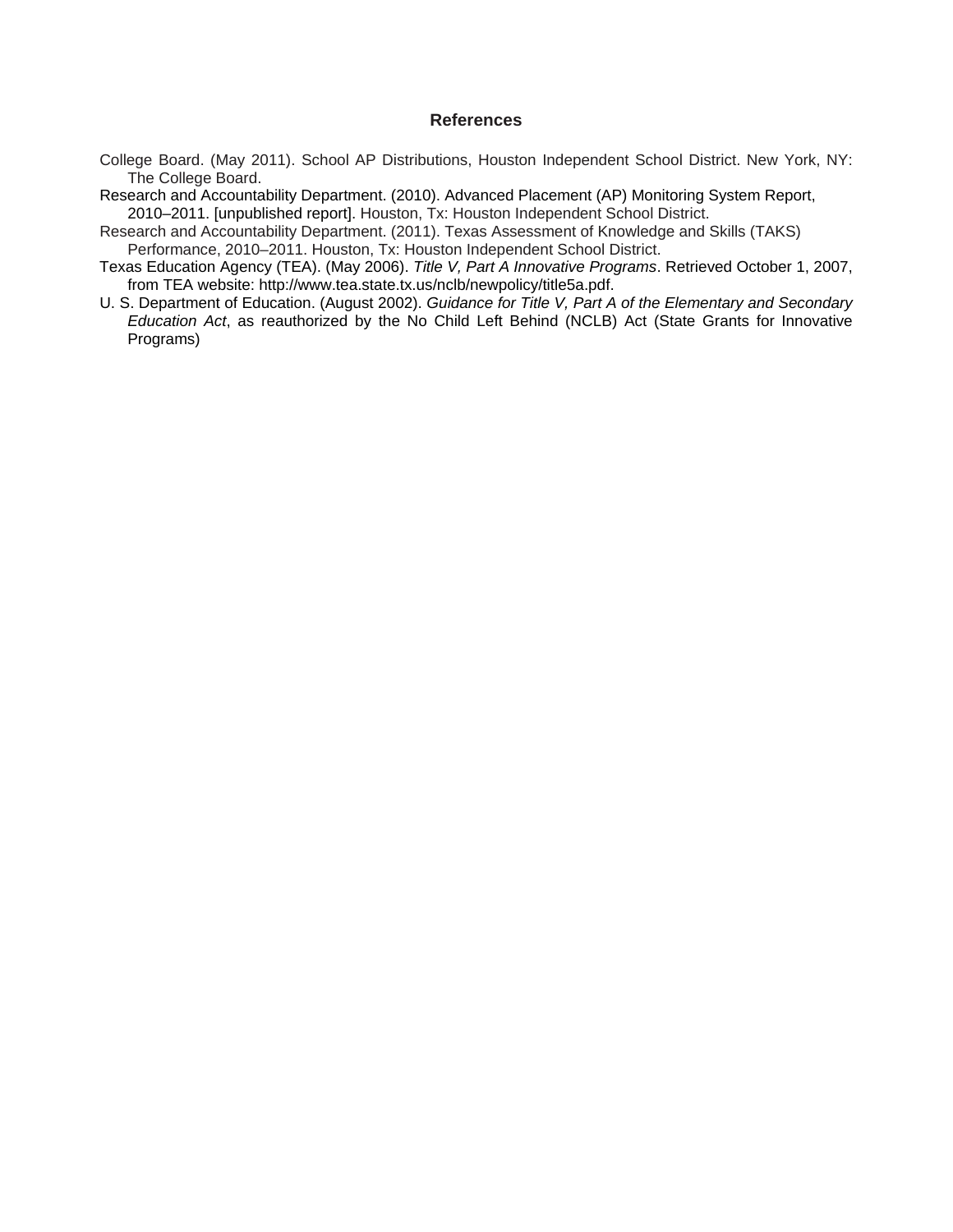## References

College Board. (May 2011). School AP Distributions, Houston Independent School District. New York, NY: The College Board.

Research and Accountability Department. (2010). Advanced Placement (AP) Monitoring System Report, 2010–2011. [unpublished report]. Houston, Tx: Houston Independent School District.

Research and Accountability Department. (2011). Texas Assessment of Knowledge and Skills (TAKS) Performance, 2010–2011. Houston, Tx: Houston Independent School District.

Texas Education Agency (TEA). (May 2006). *Title V, Part A Innovative Programs*. Retrieved October 1, 2007, from TEA website: http://www.tea.state.tx.us/nclb/newpolicy/title5a.pdf.

U. S. Department of Education. (August 2002). *Guidance for Title V, Part A of the Elementary and Secondary Education Act*, as reauthorized by the No Child Left Behind (NCLB) Act (State Grants for Innovative Programs)